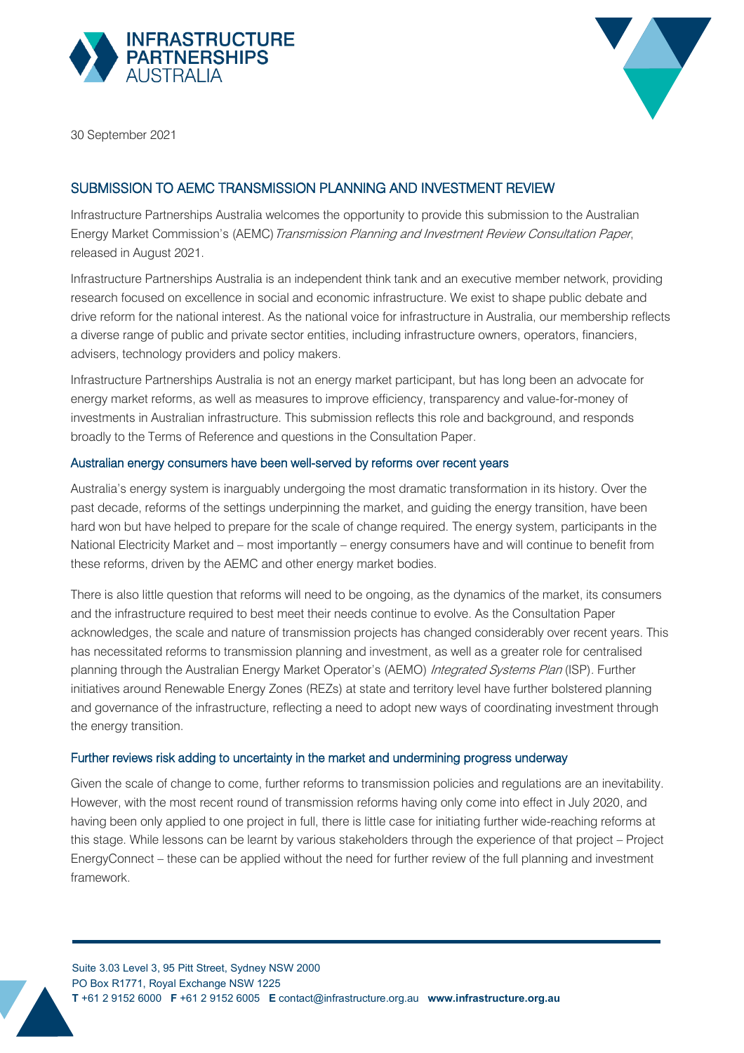30 September 2021

## SUBMISSION TO AEMC TRANSMISSION PLANNING AND INVESTMENT REVIEW

Infrastructure Partnerships Australia welcomes the opportunity to provide this submission to the Australian Energy Market Commission's (AEMC) *Transmission Planning and Investment Review Consultation Paper*, released in August 2021.

Infrastructure Partnerships Australia is an independent think tank and an executive member network, providing research focused on excellence in social and economic infrastructure. We exist to shape public debate and drive reform for the national interest. As the national voice for infrastructure in Australia, our membership reflects a diverse range of public and private sector entities, including infrastructure owners, operators, financiers, advisers, technology providers and policy makers.

Infrastructure Partnerships Australia is not an energy market participant, but has long been an advocate for energy market reforms, as well as measures to improve efficiency, transparency and value-for-money of investments in Australian infrastructure. This submission reflects this role and background, and responds broadly to the Terms of Reference and questions in the Consultation Paper.

### Australian energy consumers have been well-served by reforms over recent years

Australia's energy system is inarguably undergoing the most dramatic transformation in its history. Over the past decade, reforms of the settings underpinning the market, and guiding the energy transition, have been hard won but have helped to prepare for the scale of change required. The energy system, participants in the National Electricity Market and – most importantly – energy consumers have and will continue to benefit from these reforms, driven by the AEMC and other energy market bodies.

There is also little question that reforms will need to be ongoing, as the dynamics of the market, its consumers and the infrastructure required to best meet their needs continue to evolve. As the Consultation Paper acknowledges, the scale and nature of transmission projects has changed considerably over recent years. This has necessitated reforms to transmission planning and investment, as well as a greater role for centralised planning through the Australian Energy Market Operator's (AEMO) *Integrated Systems Plan* (ISP). Further initiatives around Renewable Energy Zones (REZs) at state and territory level have further bolstered planning and governance of the infrastructure, reflecting a need to adopt new ways of coordinating investment through the energy transition.

### Further reviews risk adding to uncertainty in the market and undermining progress underway

Given the scale of change to come, further reforms to transmission policies and regulations are an inevitability. However, with the most recent round of transmission reforms having only come into effect in July 2020, and having been only applied to one project in full, there is little case for initiating further wide-reaching reforms at this stage. While lessons can be learnt by various stakeholders through the experience of that project – Project EnergyConnect – these can be applied without the need for further review of the full planning and investment framework.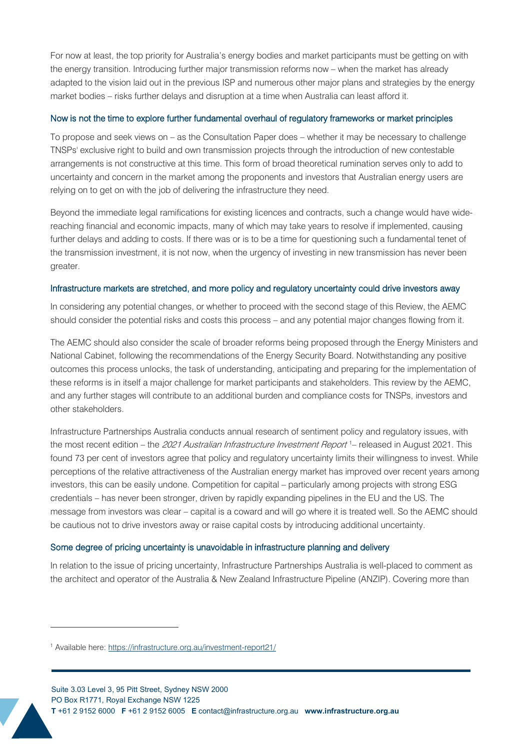For now at least, the top priority for Australia's energy bodies and market participants must be getting on with the energy transition. Introducing further major transmission reforms now – when the market has already adapted to the vision laid out in the previous ISP and numerous other major plans and strategies by the energy market bodies – risks further delays and disruption at a time when Australia can least afford it.

### Now is not the time to explore further fundamental overhaul of regulatory frameworks or market principles

To propose and seek views on – as the Consultation Paper does – whether it may be necessary to challenge TNSPs' exclusive right to build and own transmission projects through the introduction of new contestable arrangements is not constructive at this time. This form of broad theoretical rumination serves only to add to uncertainty and concern in the market among the proponents and investors that Australian energy users are relying on to get on with the job of delivering the infrastructure they need.

Beyond the immediate legal ramifications for existing licences and contracts, such a change would have wide-reaching financial and economic impacts, many of which may take years to resolve if implemented, causing further delays and adding to costs. If there was or is to be a time for questioning such a fundamental tenet of the transmission investment, it is not now, when the urgency of investing in new transmission has never been greater.

### Infrastructure markets are stretched, and more policy and regulatory uncertainty could drive investors away

In considering any potential changes, or whether to proceed with the second stage of this Review, the AEMC should consider the potential risks and costs this process – and any potential major changes flowing from it.

The AEMC should also consider the scale of broader reforms being proposed through the Energy Ministers and National Cabinet, following the recommendations of the Energy Security Board. Notwithstanding any positive outcomes this process unlocks, the task of understanding, anticipating and preparing for the implementation of these reforms is in itself a major challenge for market participants and stakeholders. This review by the AEMC, and any further stages will contribute to an additional burden and compliance costs for TNSPs, investors and other stakeholders.

Infrastructure Partnerships Australia conducts annual research of sentiment policy and regulatory issues, with the most recent edition – the *2021 Australian Infrastructure Investment Report* [1]– released in August 2021. This found 73 per cent of investors agree that policy and regulatory uncertainty limits their willingness to invest. While perceptions of the relative attractiveness of the Australian energy market has improved over recent years among investors, this can be easily undone. Competition for capital – particularly among projects with strong ESG credentials – has never been stronger, driven by rapidly expanding pipelines in the EU and the US. The message from investors was clear – capital is a coward and will go where it is treated well. So the AEMC should be cautious not to drive investors away or raise capital costs by introducing additional uncertainty.

### Some degree of pricing uncertainty is unavoidable in infrastructure planning and delivery

In relation to the issue of pricing uncertainty, Infrastructure Partnerships Australia is well-placed to comment as the architect and operator of the Australia & New Zealand Infrastructure Pipeline (ANZIP). Covering more than

[1] Available here: https://infrastructure.org.au/investment-report21/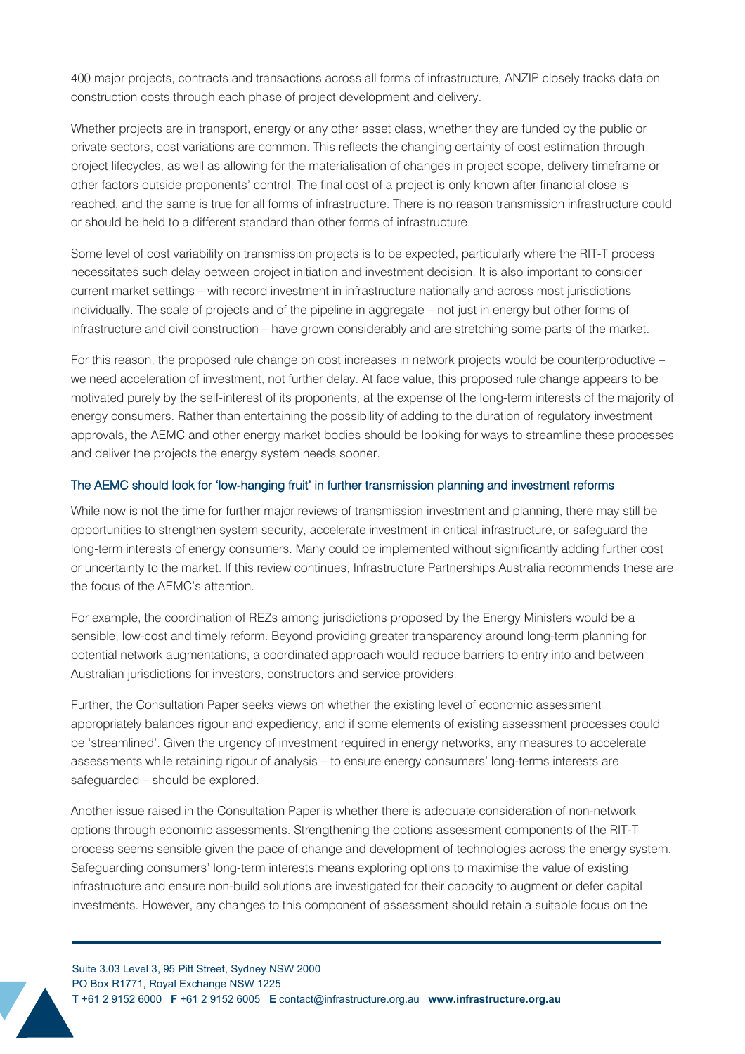400 major projects, contracts and transactions across all forms of infrastructure, ANZIP closely tracks data on construction costs through each phase of project development and delivery.

Whether projects are in transport, energy or any other asset class, whether they are funded by the public or private sectors, cost variations are common. This reflects the changing certainty of cost estimation through project lifecycles, as well as allowing for the materialisation of changes in project scope, delivery timeframe or other factors outside proponents' control. The final cost of a project is only known after financial close is reached, and the same is true for all forms of infrastructure. There is no reason transmission infrastructure could or should be held to a different standard than other forms of infrastructure.

Some level of cost variability on transmission projects is to be expected, particularly where the RIT-T process necessitates such delay between project initiation and investment decision. It is also important to consider current market settings – with record investment in infrastructure nationally and across most jurisdictions individually. The scale of projects and of the pipeline in aggregate – not just in energy but other forms of infrastructure and civil construction – have grown considerably and are stretching some parts of the market.

For this reason, the proposed rule change on cost increases in network projects would be counterproductive – we need acceleration of investment, not further delay. At face value, this proposed rule change appears to be motivated purely by the self-interest of its proponents, at the expense of the long-term interests of the majority of energy consumers. Rather than entertaining the possibility of adding to the duration of regulatory investment approvals, the AEMC and other energy market bodies should be looking for ways to streamline these processes and deliver the projects the energy system needs sooner.

## The AEMC should look for 'low-hanging fruit' in further transmission planning and investment reforms

While now is not the time for further major reviews of transmission investment and planning, there may still be opportunities to strengthen system security, accelerate investment in critical infrastructure, or safeguard the long-term interests of energy consumers. Many could be implemented without significantly adding further cost or uncertainty to the market. If this review continues, Infrastructure Partnerships Australia recommends these are the focus of the AEMC's attention.

For example, the coordination of REZs among jurisdictions proposed by the Energy Ministers would be a sensible, low-cost and timely reform. Beyond providing greater transparency around long-term planning for potential network augmentations, a coordinated approach would reduce barriers to entry into and between Australian jurisdictions for investors, constructors and service providers.

Further, the Consultation Paper seeks views on whether the existing level of economic assessment appropriately balances rigour and expediency, and if some elements of existing assessment processes could be 'streamlined'. Given the urgency of investment required in energy networks, any measures to accelerate assessments while retaining rigour of analysis – to ensure energy consumers' long-terms interests are safeguarded – should be explored.

Another issue raised in the Consultation Paper is whether there is adequate consideration of non-network options through economic assessments. Strengthening the options assessment components of the RIT-T process seems sensible given the pace of change and development of technologies across the energy system. Safeguarding consumers' long-term interests means exploring options to maximise the value of existing infrastructure and ensure non-build solutions are investigated for their capacity to augment or defer capital investments. However, any changes to this component of assessment should retain a suitable focus on the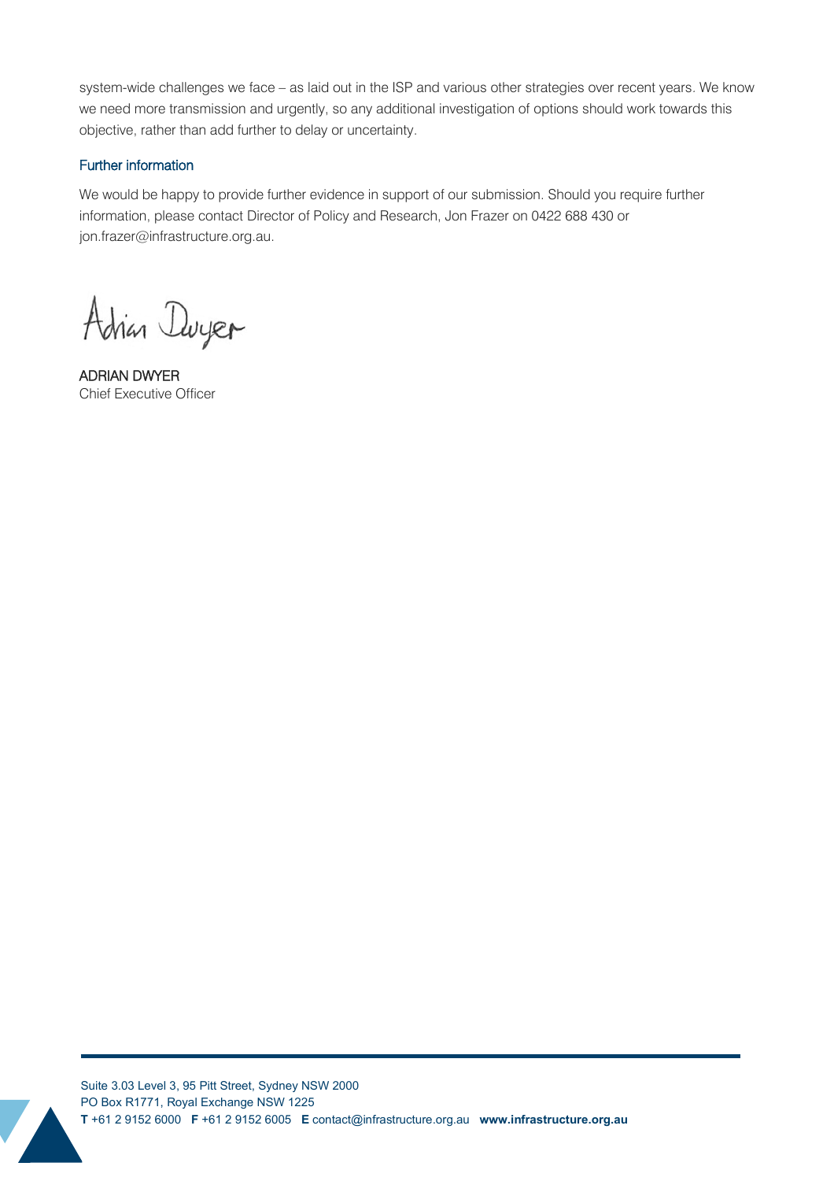system-wide challenges we face – as laid out in the ISP and various other strategies over recent years. We know we need more transmission and urgently, so any additional investigation of options should work towards this objective, rather than add further to delay or uncertainty.

### Further information

We would be happy to provide further evidence in support of our submission. Should you require further information, please contact Director of Policy and Research, Jon Frazer on 0422 688 430 or jon.frazer@infrastructure.org.au.

Adrian Dwyer

ADRIAN DWYER
Chief Executive Officer

Suite 3.03 Level 3, 95 Pitt Street, Sydney NSW 2000
PO Box R1771, Royal Exchange NSW 1225
**T** +61 2 9152 6000 **F** +61 2 9152 6005 **E** contact@infrastructure.org.au **www.infrastructure.org.au**